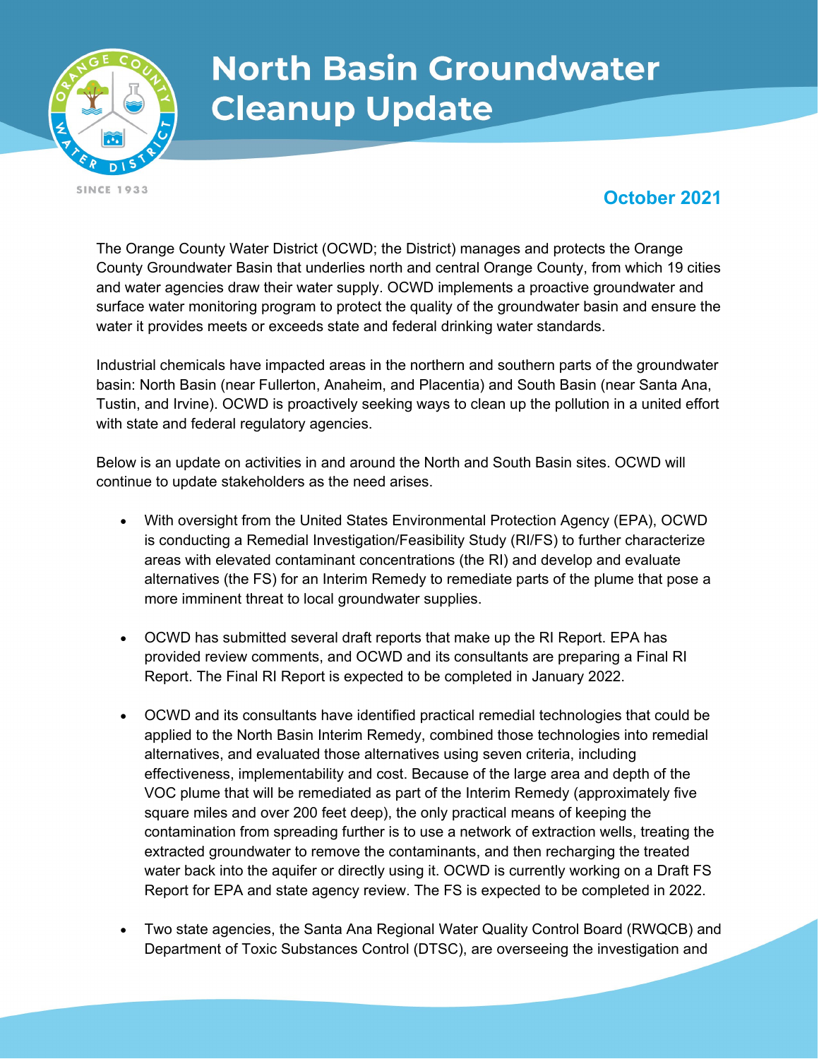# North Basin Groundwater Cleanup Update

**October 2021**

The Orange County Water District (OCWD; the District) manages and protects the Orange County Groundwater Basin that underlies north and central Orange County, from which 19 cities and water agencies draw their water supply. OCWD implements a proactive groundwater and surface water monitoring program to protect the quality of the groundwater basin and ensure the water it provides meets or exceeds state and federal drinking water standards.

Industrial chemicals have impacted areas in the northern and southern parts of the groundwater basin: North Basin (near Fullerton, Anaheim, and Placentia) and South Basin (near Santa Ana, Tustin, and Irvine). OCWD is proactively seeking ways to clean up the pollution in a united effort with state and federal regulatory agencies.

Below is an update on activities in and around the North and South Basin sites. OCWD will continue to update stakeholders as the need arises.

- With oversight from the United States Environmental Protection Agency (EPA), OCWD is conducting a Remedial Investigation/Feasibility Study (RI/FS) to further characterize areas with elevated contaminant concentrations (the RI) and develop and evaluate alternatives (the FS) for an Interim Remedy to remediate parts of the plume that pose a more imminent threat to local groundwater supplies.

- OCWD has submitted several draft reports that make up the RI Report. EPA has provided review comments, and OCWD and its consultants are preparing a Final RI Report. The Final RI Report is expected to be completed in January 2022.

- OCWD and its consultants have identified practical remedial technologies that could be applied to the North Basin Interim Remedy, combined those technologies into remedial alternatives, and evaluated those alternatives using seven criteria, including effectiveness, implementability and cost. Because of the large area and depth of the VOC plume that will be remediated as part of the Interim Remedy (approximately five square miles and over 200 feet deep), the only practical means of keeping the contamination from spreading further is to use a network of extraction wells, treating the extracted groundwater to remove the contaminants, and then recharging the treated water back into the aquifer or directly using it. OCWD is currently working on a Draft FS Report for EPA and state agency review. The FS is expected to be completed in 2022.

- Two state agencies, the Santa Ana Regional Water Quality Control Board (RWQCB) and Department of Toxic Substances Control (DTSC), are overseeing the investigation and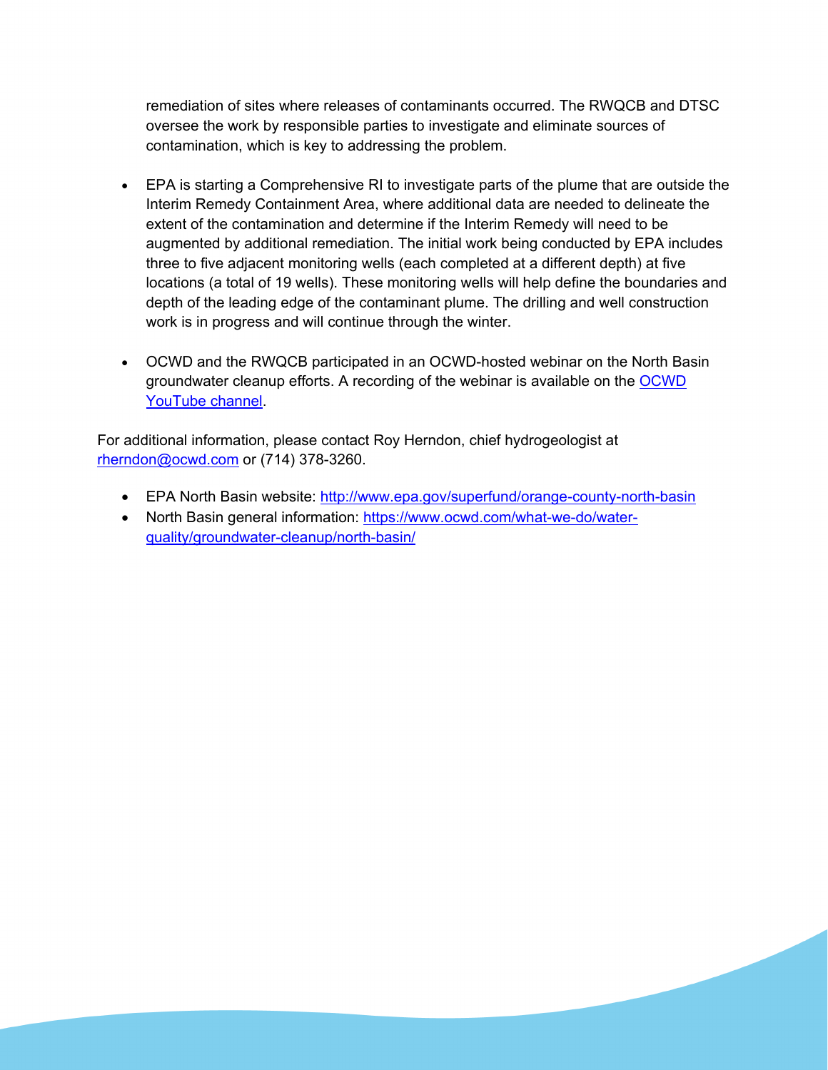remediation of sites where releases of contaminants occurred. The RWQCB and DTSC oversee the work by responsible parties to investigate and eliminate sources of contamination, which is key to addressing the problem.

- EPA is starting a Comprehensive RI to investigate parts of the plume that are outside the Interim Remedy Containment Area, where additional data are needed to delineate the extent of the contamination and determine if the Interim Remedy will need to be augmented by additional remediation. The initial work being conducted by EPA includes three to five adjacent monitoring wells (each completed at a different depth) at five locations (a total of 19 wells). These monitoring wells will help define the boundaries and depth of the leading edge of the contaminant plume. The drilling and well construction work is in progress and will continue through the winter.

- OCWD and the RWQCB participated in an OCWD-hosted webinar on the North Basin groundwater cleanup efforts. A recording of the webinar is available on the OCWD YouTube channel.

For additional information, please contact Roy Herndon, chief hydrogeologist at rherndon@ocwd.com or (714) 378-3260.

- EPA North Basin website: http://www.epa.gov/superfund/orange-county-north-basin
- North Basin general information: https://www.ocwd.com/what-we-do/water-quality/groundwater-cleanup/north-basin/